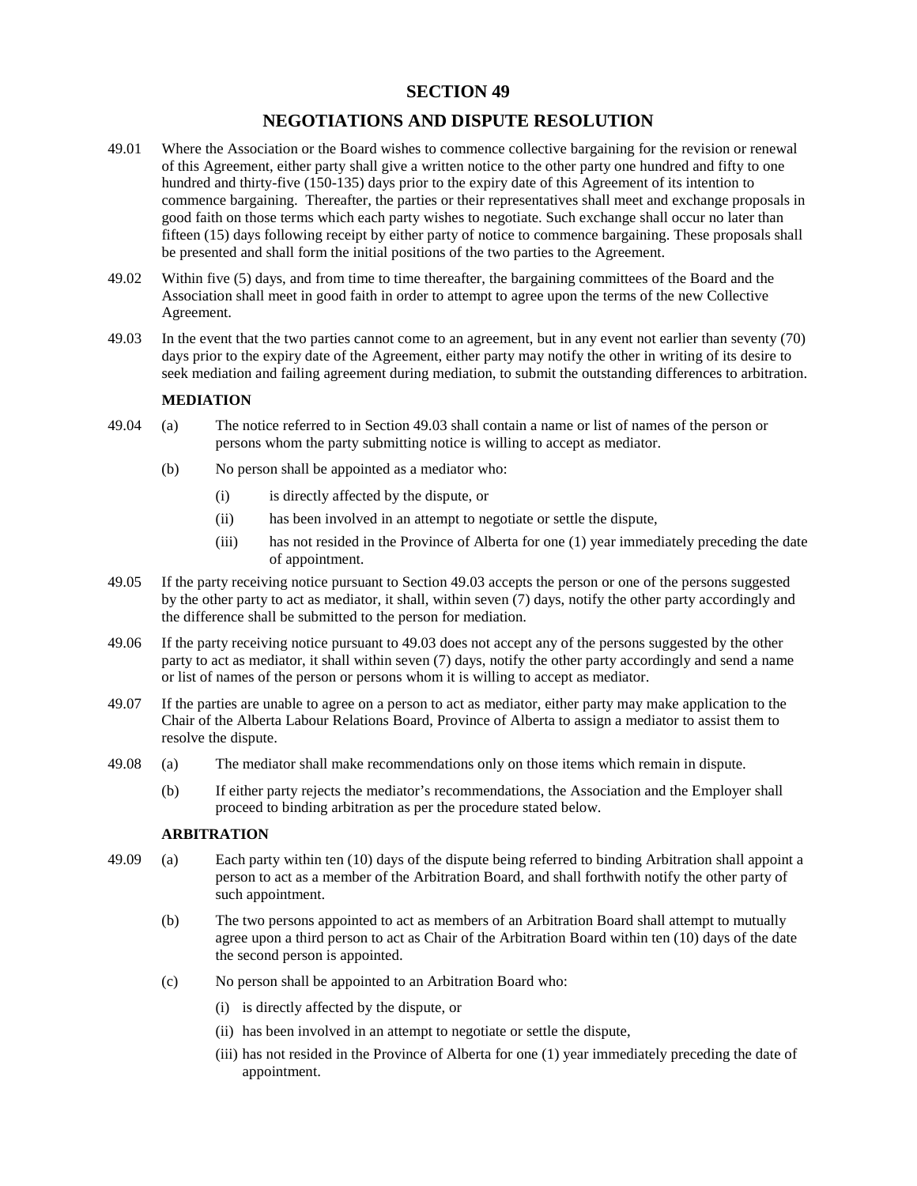# SECTION 49

## NEGOTIATIONS AND DISPUTE RESOLUTION

49.01 Where the Association or the Board wishes to commence collective bargaining for the revision or renewal of this Agreement, either party shall give a written notice to the other party one hundred and fifty to one hundred and thirty-five (150-135) days prior to the expiry date of this Agreement of its intention to commence bargaining. Thereafter, the parties or their representatives shall meet and exchange proposals in good faith on those terms which each party wishes to negotiate. Such exchange shall occur no later than fifteen (15) days following receipt by either party of notice to commence bargaining. These proposals shall be presented and shall form the initial positions of the two parties to the Agreement.

49.02 Within five (5) days, and from time to time thereafter, the bargaining committees of the Board and the Association shall meet in good faith in order to attempt to agree upon the terms of the new Collective Agreement.

49.03 In the event that the two parties cannot come to an agreement, but in any event not earlier than seventy (70) days prior to the expiry date of the Agreement, either party may notify the other in writing of its desire to seek mediation and failing agreement during mediation, to submit the outstanding differences to arbitration.

**MEDIATION**

49.04 (a) The notice referred to in Section 49.03 shall contain a name or list of names of the person or persons whom the party submitting notice is willing to accept as mediator.

(b) No person shall be appointed as a mediator who:

(i) is directly affected by the dispute, or

(ii) has been involved in an attempt to negotiate or settle the dispute,

(iii) has not resided in the Province of Alberta for one (1) year immediately preceding the date of appointment.

49.05 If the party receiving notice pursuant to Section 49.03 accepts the person or one of the persons suggested by the other party to act as mediator, it shall, within seven (7) days, notify the other party accordingly and the difference shall be submitted to the person for mediation.

49.06 If the party receiving notice pursuant to 49.03 does not accept any of the persons suggested by the other party to act as mediator, it shall within seven (7) days, notify the other party accordingly and send a name or list of names of the person or persons whom it is willing to accept as mediator.

49.07 If the parties are unable to agree on a person to act as mediator, either party may make application to the Chair of the Alberta Labour Relations Board, Province of Alberta to assign a mediator to assist them to resolve the dispute.

49.08 (a) The mediator shall make recommendations only on those items which remain in dispute.

(b) If either party rejects the mediator's recommendations, the Association and the Employer shall proceed to binding arbitration as per the procedure stated below.

**ARBITRATION**

49.09 (a) Each party within ten (10) days of the dispute being referred to binding Arbitration shall appoint a person to act as a member of the Arbitration Board, and shall forthwith notify the other party of such appointment.

(b) The two persons appointed to act as members of an Arbitration Board shall attempt to mutually agree upon a third person to act as Chair of the Arbitration Board within ten (10) days of the date the second person is appointed.

(c) No person shall be appointed to an Arbitration Board who:

(i) is directly affected by the dispute, or

(ii) has been involved in an attempt to negotiate or settle the dispute,

(iii) has not resided in the Province of Alberta for one (1) year immediately preceding the date of appointment.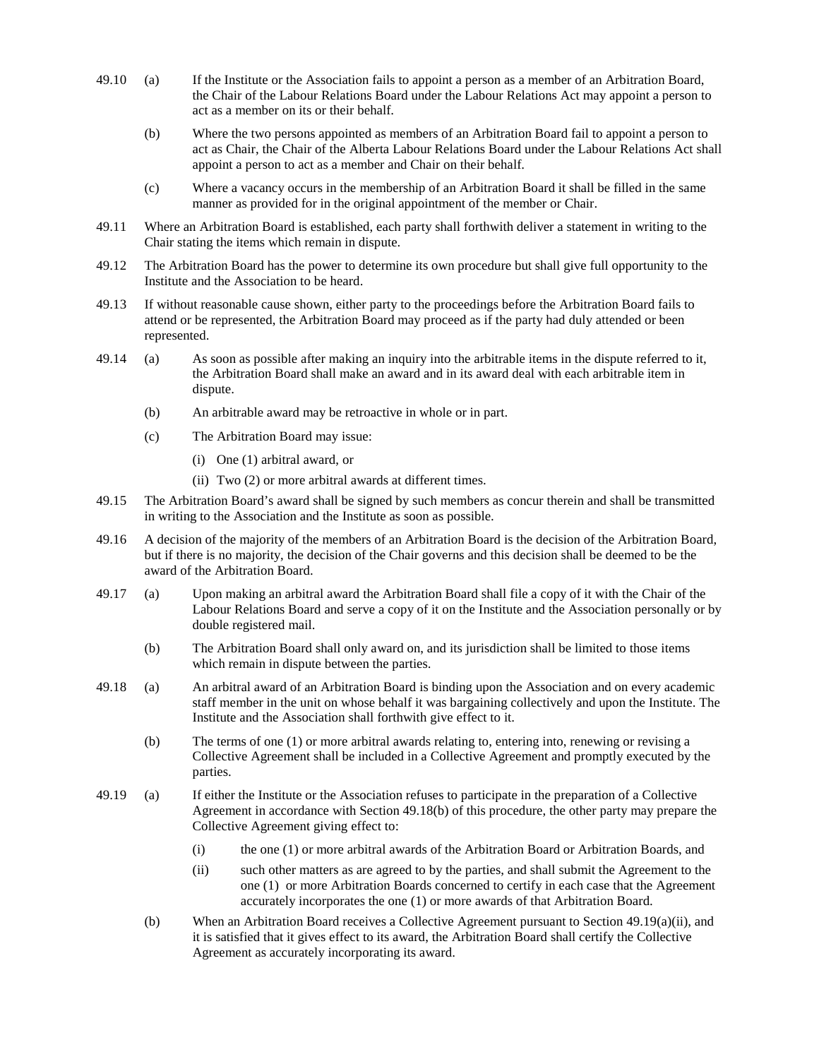49.10 (a) If the Institute or the Association fails to appoint a person as a member of an Arbitration Board, the Chair of the Labour Relations Board under the Labour Relations Act may appoint a person to act as a member on its or their behalf.

(b) Where the two persons appointed as members of an Arbitration Board fail to appoint a person to act as Chair, the Chair of the Alberta Labour Relations Board under the Labour Relations Act shall appoint a person to act as a member and Chair on their behalf.

(c) Where a vacancy occurs in the membership of an Arbitration Board it shall be filled in the same manner as provided for in the original appointment of the member or Chair.

49.11 Where an Arbitration Board is established, each party shall forthwith deliver a statement in writing to the Chair stating the items which remain in dispute.

49.12 The Arbitration Board has the power to determine its own procedure but shall give full opportunity to the Institute and the Association to be heard.

49.13 If without reasonable cause shown, either party to the proceedings before the Arbitration Board fails to attend or be represented, the Arbitration Board may proceed as if the party had duly attended or been represented.

49.14 (a) As soon as possible after making an inquiry into the arbitrable items in the dispute referred to it, the Arbitration Board shall make an award and in its award deal with each arbitrable item in dispute.

(b) An arbitrable award may be retroactive in whole or in part.

(c) The Arbitration Board may issue:

(i) One (1) arbitral award, or

(ii) Two (2) or more arbitral awards at different times.

49.15 The Arbitration Board's award shall be signed by such members as concur therein and shall be transmitted in writing to the Association and the Institute as soon as possible.

49.16 A decision of the majority of the members of an Arbitration Board is the decision of the Arbitration Board, but if there is no majority, the decision of the Chair governs and this decision shall be deemed to be the award of the Arbitration Board.

49.17 (a) Upon making an arbitral award the Arbitration Board shall file a copy of it with the Chair of the Labour Relations Board and serve a copy of it on the Institute and the Association personally or by double registered mail.

(b) The Arbitration Board shall only award on, and its jurisdiction shall be limited to those items which remain in dispute between the parties.

49.18 (a) An arbitral award of an Arbitration Board is binding upon the Association and on every academic staff member in the unit on whose behalf it was bargaining collectively and upon the Institute. The Institute and the Association shall forthwith give effect to it.

(b) The terms of one (1) or more arbitral awards relating to, entering into, renewing or revising a Collective Agreement shall be included in a Collective Agreement and promptly executed by the parties.

49.19 (a) If either the Institute or the Association refuses to participate in the preparation of a Collective Agreement in accordance with Section 49.18(b) of this procedure, the other party may prepare the Collective Agreement giving effect to:

(i) the one (1) or more arbitral awards of the Arbitration Board or Arbitration Boards, and

(ii) such other matters as are agreed to by the parties, and shall submit the Agreement to the one (1) or more Arbitration Boards concerned to certify in each case that the Agreement accurately incorporates the one (1) or more awards of that Arbitration Board.

(b) When an Arbitration Board receives a Collective Agreement pursuant to Section 49.19(a)(ii), and it is satisfied that it gives effect to its award, the Arbitration Board shall certify the Collective Agreement as accurately incorporating its award.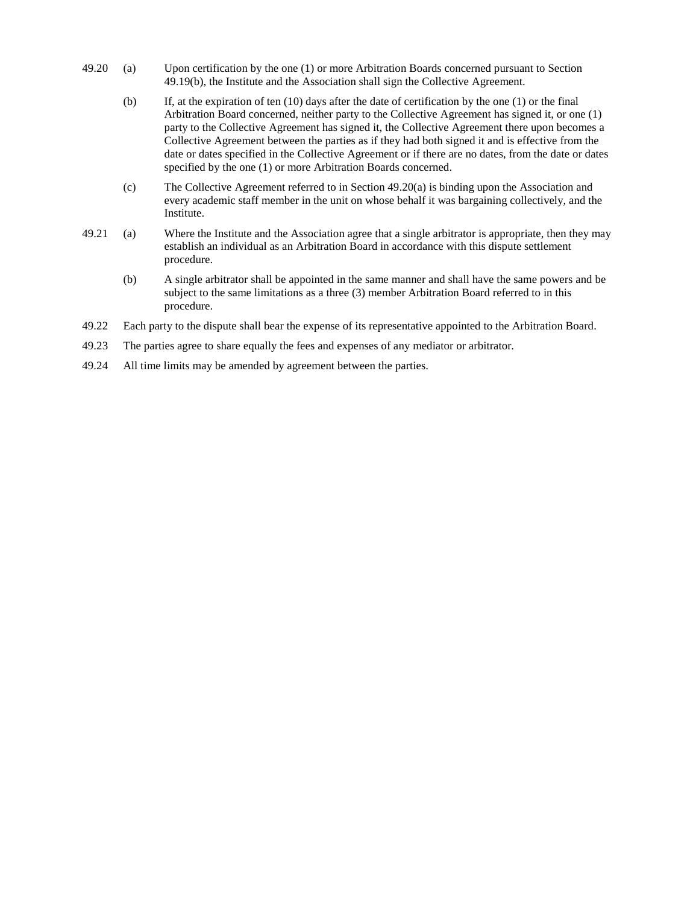49.20 (a) Upon certification by the one (1) or more Arbitration Boards concerned pursuant to Section 49.19(b), the Institute and the Association shall sign the Collective Agreement.

(b) If, at the expiration of ten (10) days after the date of certification by the one (1) or the final Arbitration Board concerned, neither party to the Collective Agreement has signed it, or one (1) party to the Collective Agreement has signed it, the Collective Agreement there upon becomes a Collective Agreement between the parties as if they had both signed it and is effective from the date or dates specified in the Collective Agreement or if there are no dates, from the date or dates specified by the one (1) or more Arbitration Boards concerned.

(c) The Collective Agreement referred to in Section 49.20(a) is binding upon the Association and every academic staff member in the unit on whose behalf it was bargaining collectively, and the Institute.

49.21 (a) Where the Institute and the Association agree that a single arbitrator is appropriate, then they may establish an individual as an Arbitration Board in accordance with this dispute settlement procedure.

(b) A single arbitrator shall be appointed in the same manner and shall have the same powers and be subject to the same limitations as a three (3) member Arbitration Board referred to in this procedure.

49.22 Each party to the dispute shall bear the expense of its representative appointed to the Arbitration Board.

49.23 The parties agree to share equally the fees and expenses of any mediator or arbitrator.

49.24 All time limits may be amended by agreement between the parties.